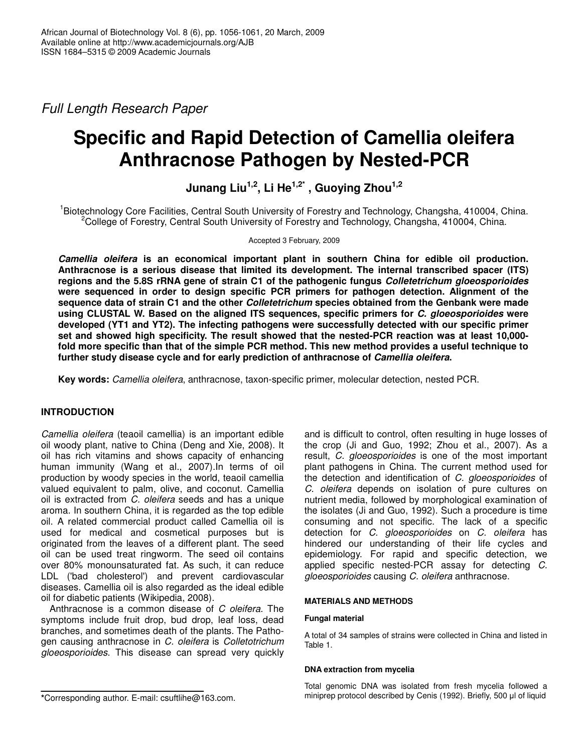*Full Length Research Paper*

# Specific and Rapid Detection of Camellia oleifera Anthracnose Pathogen by Nested-PCR

**Junang Liu[1,2], Li He[1,2*], Guoying Zhou[1,2]**

[1]Biotechnology Core Facilities, Central South University of Forestry and Technology, Changsha, 410004, China.
[2]College of Forestry, Central South University of Forestry and Technology, Changsha, 410004, China.

Accepted 3 February, 2009

***Camellia oleifera* is an economical important plant in southern China for edible oil production. Anthracnose is a serious disease that limited its development. The internal transcribed spacer (ITS) regions and the 5.8S rRNA gene of strain C1 of the pathogenic fungus *Colletetrichum gloeosporioides* were sequenced in order to design specific PCR primers for pathogen detection. Alignment of the sequence data of strain C1 and the other *Colletetrichum* species obtained from the Genbank were made using CLUSTAL W. Based on the aligned ITS sequences, specific primers for *C. gloeosporioides* were developed (YT1 and YT2). The infecting pathogens were successfully detected with our specific primer set and showed high specificity. The result showed that the nested-PCR reaction was at least 10,000-fold more specific than that of the simple PCR method. This new method provides a useful technique to further study disease cycle and for early prediction of anthracnose of *Camellia oleifera*.**

**Key words:** *Camellia oleifera*, anthracnose, taxon-specific primer, molecular detection, nested PCR.

## INTRODUCTION

*Camellia oleifera* (teaoil camellia) is an important edible oil woody plant, native to China (Deng and Xie, 2008). It oil has rich vitamins and shows capacity of enhancing human immunity (Wang et al., 2007).In terms of oil production by woody species in the world, teaoil camellia valued equivalent to palm, olive, and coconut. Camellia oil is extracted from *C. oleifera* seeds and has a unique aroma. In southern China, it is regarded as the top edible oil. A related commercial product called Camellia oil is used for medical and cosmetical purposes but is originated from the leaves of a different plant. The seed oil can be used treat ringworm. The seed oil contains over 80% monounsaturated fat. As such, it can reduce LDL ('bad cholesterol') and prevent cardiovascular diseases. Camellia oil is also regarded as the ideal edible oil for diabetic patients (Wikipedia, 2008).

Anthracnose is a common disease of *C oleifera*. The symptoms include fruit drop, bud drop, leaf loss, dead branches, and sometimes death of the plants. The Pathogen causing anthracnose in *C. oleifera* is *Colletotrichum gloeosporioides*. This disease can spread very quickly and is difficult to control, often resulting in huge losses of the crop (Ji and Guo, 1992; Zhou et al., 2007). As a result, *C. gloeosporioides* is one of the most important plant pathogens in China. The current method used for the detection and identification of *C. gloeosporioides* of *C. oleifera* depends on isolation of pure cultures on nutrient media, followed by morphological examination of the isolates (Ji and Guo, 1992). Such a procedure is time consuming and not specific. The lack of a specific detection for *C. gloeosporioides* on *C. oleifera* has hindered our understanding of their life cycles and epidemiology. For rapid and specific detection, we applied specific nested-PCR assay for detecting *C. gloeosporioides* causing *C. oleifera* anthracnose.

## MATERIALS AND METHODS

### Fungal material

A total of 34 samples of strains were collected in China and listed in Table 1.

### DNA extraction from mycelia

Total genomic DNA was isolated from fresh mycelia followed a miniprep protocol described by Cenis (1992). Briefly, 500 µl of liquid

*Corresponding author. E-mail: csuftlihe@163.com.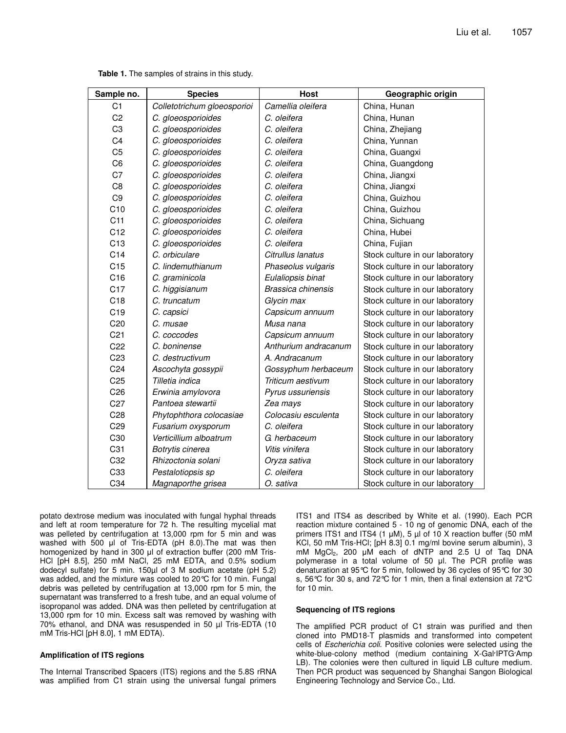**Table 1.** The samples of strains in this study.

| Sample no. | Species | Host | Geographic origin |
|---|---|---|---|
| C1 | *Colletotrichum gloeosporioi* | *Camellia oleifera* | China, Hunan |
| C2 | *C. gloeosporioides* | *C. oleifera* | China, Hunan |
| C3 | *C. gloeosporioides* | *C. oleifera* | China, Zhejiang |
| C4 | *C. gloeosporioides* | *C. oleifera* | China, Yunnan |
| C5 | *C. gloeosporioides* | *C. oleifera* | China, Guangxi |
| C6 | *C. gloeosporioides* | *C. oleifera* | China, Guangdong |
| C7 | *C. gloeosporioides* | *C. oleifera* | China, Jiangxi |
| C8 | *C. gloeosporioides* | *C. oleifera* | China, Jiangxi |
| C9 | *C. gloeosporioides* | *C. oleifera* | China, Guizhou |
| C10 | *C. gloeosporioides* | *C. oleifera* | China, Guizhou |
| C11 | *C. gloeosporioides* | *C. oleifera* | China, Sichuang |
| C12 | *C. gloeosporioides* | *C. oleifera* | China, Hubei |
| C13 | *C. gloeosporioides* | *C. oleifera* | China, Fujian |
| C14 | *C. orbiculare* | *Citrullus lanatus* | Stock culture in our laboratory |
| C15 | *C. lindemuthianum* | *Phaseolus vulgaris* | Stock culture in our laboratory |
| C16 | *C. graminicola* | *Eulaliopsis binat* | Stock culture in our laboratory |
| C17 | *C. higgisianum* | *Brassica chinensis* | Stock culture in our laboratory |
| C18 | *C. truncatum* | *Glycin max* | Stock culture in our laboratory |
| C19 | *C. capsici* | *Capsicum annuum* | Stock culture in our laboratory |
| C20 | *C. musae* | *Musa nana* | Stock culture in our laboratory |
| C21 | *C. coccodes* | *Capsicum annuum* | Stock culture in our laboratory |
| C22 | *C. boninense* | *Anthurium andracanum* | Stock culture in our laboratory |
| C23 | *C. destructivum* | *A. Andracanum* | Stock culture in our laboratory |
| C24 | *Ascochyta gossypii* | *Gossyphum herbaceum* | Stock culture in our laboratory |
| C25 | *Tilletia indica* | *Triticum aestivum* | Stock culture in our laboratory |
| C26 | *Erwinia amylovora* | *Pyrus ussuriensis* | Stock culture in our laboratory |
| C27 | *Pantoea stewartii* | *Zea mays* | Stock culture in our laboratory |
| C28 | *Phytophthora colocasiae* | *Colocasiu esculenta* | Stock culture in our laboratory |
| C29 | *Fusarium oxysporum* | *C. oleifera* | Stock culture in our laboratory |
| C30 | *Verticillium alboatrum* | *G. herbaceum* | Stock culture in our laboratory |
| C31 | *Botrytis cinerea* | *Vitis vinifera* | Stock culture in our laboratory |
| C32 | *Rhizoctonia solani* | *Oryza sativa* | Stock culture in our laboratory |
| C33 | *Pestalotiopsis sp* | *C. oleifera* | Stock culture in our laboratory |
| C34 | *Magnaporthe grisea* | *O. sativa* | Stock culture in our laboratory |

potato dextrose medium was inoculated with fungal hyphal threads and left at room temperature for 72 h. The resulting mycelial mat was pelleted by centrifugation at 13,000 rpm for 5 min and was washed with 500 µl of Tris-EDTA (pH 8.0).The mat was then homogenized by hand in 300 µl of extraction buffer (200 mM Tris-HCl [pH 8.5], 250 mM NaCl, 25 mM EDTA, and 0.5% sodium dodecyl sulfate) for 5 min. 150µl of 3 M sodium acetate (pH 5.2) was added, and the mixture was cooled to 20°C for 10 min. Fungal debris was pelleted by centrifugation at 13,000 rpm for 5 min, the supernatant was transferred to a fresh tube, and an equal volume of isopropanol was added. DNA was then pelleted by centrifugation at 13,000 rpm for 10 min. Excess salt was removed by washing with 70% ethanol, and DNA was resuspended in 50 µl Tris-EDTA (10 mM Tris-HCl [pH 8.0], 1 mM EDTA).

### Amplification of ITS regions

The Internal Transcribed Spacers (ITS) regions and the 5.8S rRNA was amplified from C1 strain using the universal fungal primers ITS1 and ITS4 as described by White et al. (1990). Each PCR reaction mixture contained 5 - 10 ng of genomic DNA, each of the primers ITS1 and ITS4 (1 µM), 5 µl of 10 X reaction buffer (50 mM KCl, 50 mM Tris-HCl; [pH 8.3] 0.1 mg/ml bovine serum albumin), 3 mM $MgCl_2$, 200 µM each of dNTP and 2.5 U of Taq DNA polymerase in a total volume of 50 µl. The PCR profile was denaturation at 95°C for 5 min, followed by 36 cycles of 95°C for 30 s, 56°C for 30 s, and 72°C for 1 min, then a final extension at 72°C for 10 min.

### Sequencing of ITS regions

The amplified PCR product of C1 strain was purified and then cloned into PMD18-T plasmids and transformed into competent cells of *Escherichia coli*. Positive colonies were selected using the white-blue-colony method (medium containing X-Gal‧IPTG‧Amp LB). The colonies were then cultured in liquid LB culture medium. Then PCR product was sequenced by Shanghai Sangon Biological Engineering Technology and Service Co., Ltd.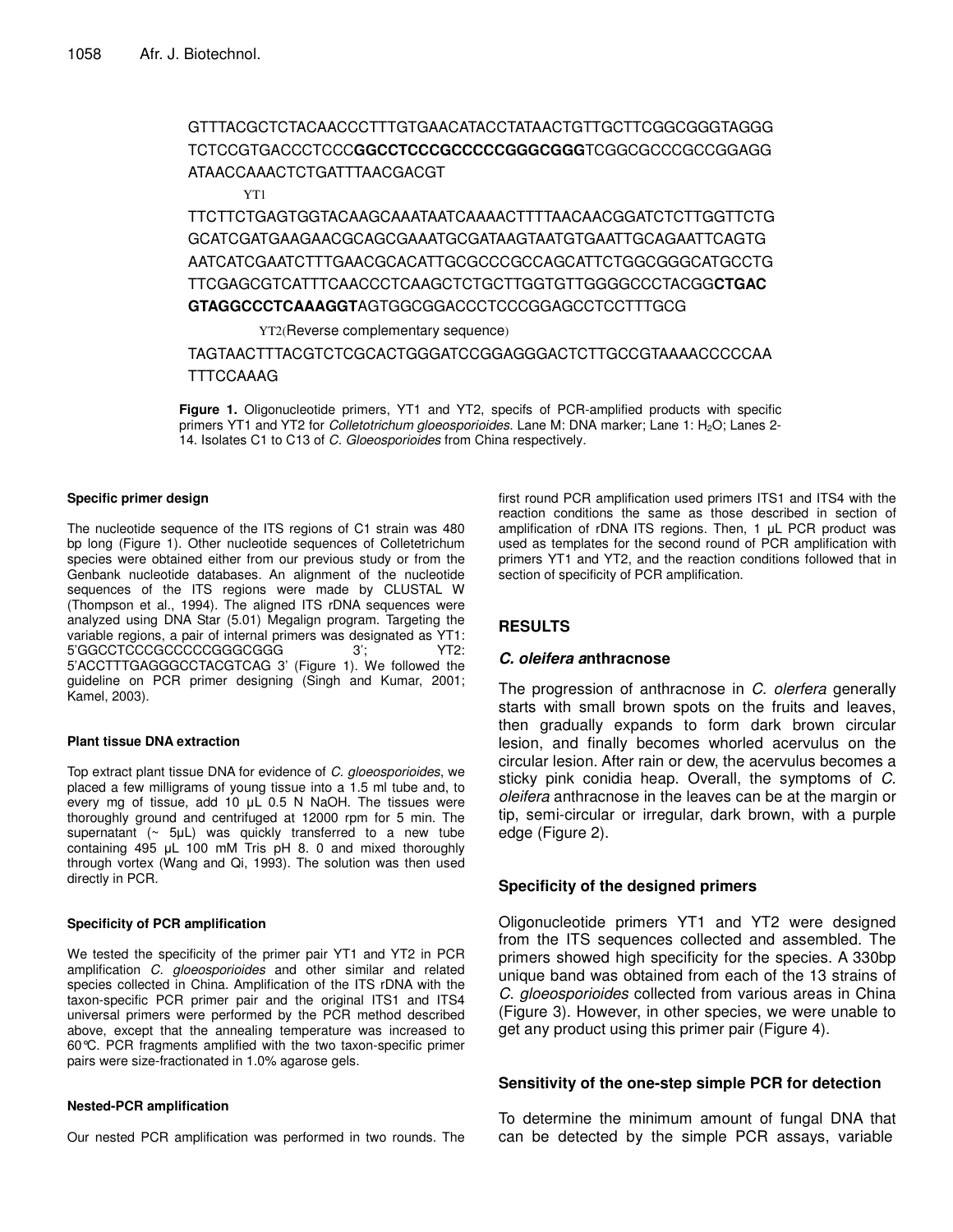GTTTACGCTCTACAACCCTTTGTGAACATACCTATAACTGTTGCTTCGGCGGGTAGGG
TCTCCGTGACCCTCCC**GGCCTCCCGCCCCCGGGCGGG**TCGGCGCCCGCCGGAGG
ATAACCAAACTCTGATTTAACGACGT

YT1

TTCTTCTGAGTGGTACAAGCAAATAATCAAAACTTTTAACAACGGATCTCTTGGTTCTG
GCATCGATGAAGAACGCAGCGAAATGCGATAAGTAATGTGAATTGCAGAATTCAGTG
AATCATCGAATCTTTGAACGCACATTGCGCCCGCCAGCATTCTGGCGGGCATGCCTG
TTCGAGCGTCATTTCAACCCTCAAGCTCTGCTTGGTGTTGGGGCCCTACGG**CTGAC
GTAGGCCCTCAAAGGT**AGTGGCGGACCCTCCCGGAGCCTCCTTTGCG

YT2(Reverse complementary sequence)

TAGTAACTTTACGTCTCGCACTGGGATCCGGAGGGACTCTTGCCGTAAAACCCCCAA
TTTCCAAAG

**Figure 1.** Oligonucleotide primers, YT1 and YT2, specifs of PCR-amplified products with specific primers YT1 and YT2 for *Colletotrichum gloeosporioides*. Lane M: DNA marker; Lane 1: $H_2O$; Lanes 2-14. Isolates C1 to C13 of *C. Gloeosporioides* from China respectively.

#### Specific primer design

The nucleotide sequence of the ITS regions of C1 strain was 480 bp long (Figure 1). Other nucleotide sequences of Colletetrichum species were obtained either from our previous study or from the Genbank nucleotide databases. An alignment of the nucleotide sequences of the ITS regions were made by CLUSTAL W (Thompson et al., 1994). The aligned ITS rDNA sequences were analyzed using DNA Star (5.01) Megalign program. Targeting the variable regions, a pair of internal primers was designated as YT1: 5'GGCCTCCCGCCCCCGGGCGGG 3'; YT2: 5'ACCTTTGAGGGCCTACGTCAG 3' (Figure 1). We followed the guideline on PCR primer designing (Singh and Kumar, 2001; Kamel, 2003).

#### Plant tissue DNA extraction

Top extract plant tissue DNA for evidence of *C. gloeosporioides*, we placed a few milligrams of young tissue into a 1.5 ml tube and, to every mg of tissue, add 10 µL 0.5 N NaOH. The tissues were thoroughly ground and centrifuged at 12000 rpm for 5 min. The supernatant (~ 5µL) was quickly transferred to a new tube containing 495 µL 100 mM Tris pH 8. 0 and mixed thoroughly through vortex (Wang and Qi, 1993). The solution was then used directly in PCR.

#### Specificity of PCR amplification

We tested the specificity of the primer pair YT1 and YT2 in PCR amplification *C. gloeosporioides* and other similar and related species collected in China. Amplification of the ITS rDNA with the taxon-specific PCR primer pair and the original ITS1 and ITS4 universal primers were performed by the PCR method described above, except that the annealing temperature was increased to 60℃. PCR fragments amplified with the two taxon-specific primer pairs were size-fractionated in 1.0% agarose gels.

#### Nested-PCR amplification

Our nested PCR amplification was performed in two rounds. The first round PCR amplification used primers ITS1 and ITS4 with the reaction conditions the same as those described in section of amplification of rDNA ITS regions. Then, 1 µL PCR product was used as templates for the second round of PCR amplification with primers YT1 and YT2, and the reaction conditions followed that in section of specificity of PCR amplification.

## RESULTS

### *C. oleifera a*nthracnose

The progression of anthracnose in *C. olerfera* generally starts with small brown spots on the fruits and leaves, then gradually expands to form dark brown circular lesion, and finally becomes whorled acervulus on the circular lesion. After rain or dew, the acervulus becomes a sticky pink conidia heap. Overall, the symptoms of *C. oleifera* anthracnose in the leaves can be at the margin or tip, semi-circular or irregular, dark brown, with a purple edge (Figure 2).

### Specificity of the designed primers

Oligonucleotide primers YT1 and YT2 were designed from the ITS sequences collected and assembled. The primers showed high specificity for the species. A 330bp unique band was obtained from each of the 13 strains of *C. gloeosporioides* collected from various areas in China (Figure 3). However, in other species, we were unable to get any product using this primer pair (Figure 4).

### Sensitivity of the one-step simple PCR for detection

To determine the minimum amount of fungal DNA that can be detected by the simple PCR assays, variable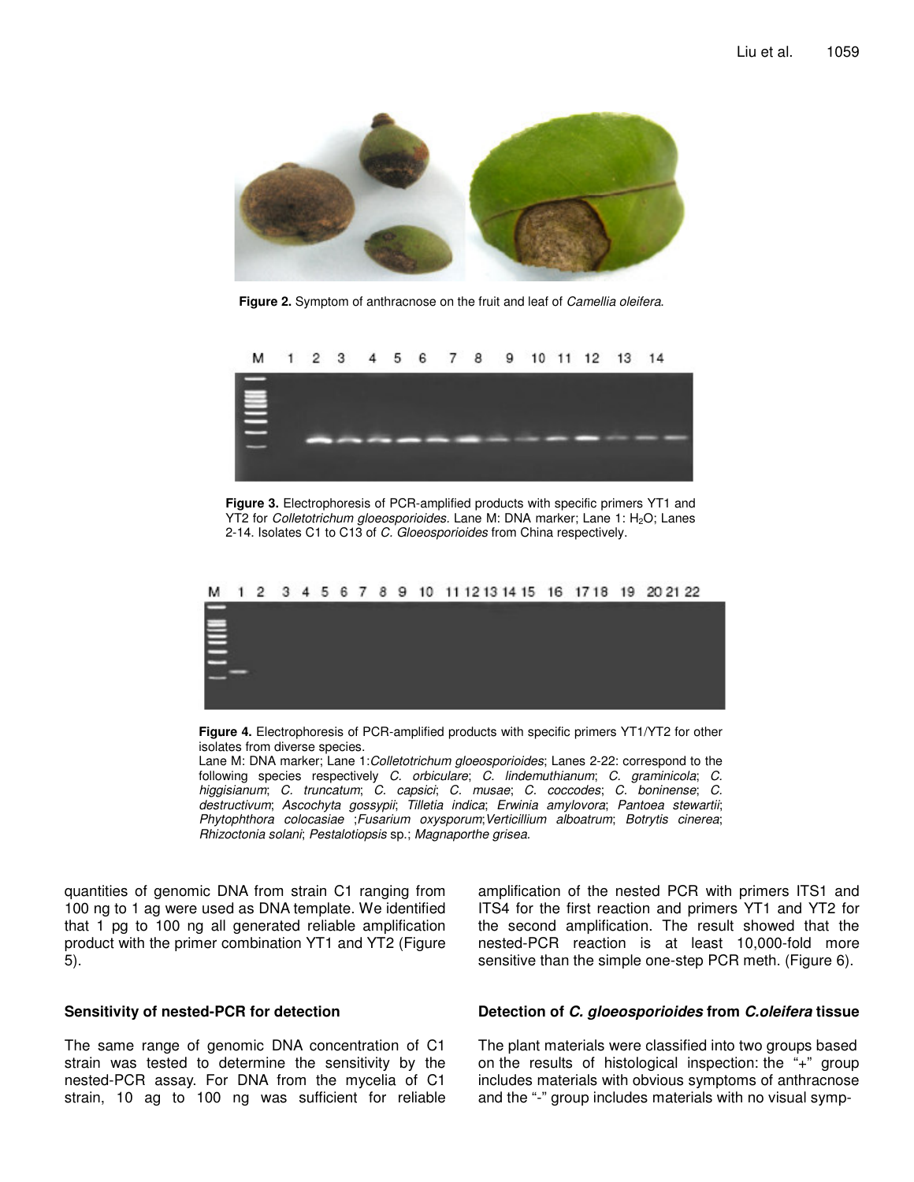**Figure 2.** Symptom of anthracnose on the fruit and leaf of *Camellia oleifera*.

**Figure 3.** Electrophoresis of PCR-amplified products with specific primers YT1 and YT2 for *Colletotrichum gloeosporioides.* Lane M: DNA marker; Lane 1: $H_2O$; Lanes 2-14. Isolates C1 to C13 of *C. Gloeosporioides* from China respectively.

**Figure 4.** Electrophoresis of PCR-amplified products with specific primers YT1/YT2 for other isolates from diverse species.
Lane M: DNA marker; Lane 1:*Colletotrichum gloeosporioides*; Lanes 2-22: correspond to the following species respectively *C. orbiculare*; *C. lindemuthianum*; *C. graminicola*; *C. higgisianum*; *C. truncatum*; *C. capsici*; *C. musae*; *C. coccodes*; *C. boninense*; *C. destructivum*; *Ascochyta gossypii*; *Tilletia indica*; *Erwinia amylovora*; *Pantoea stewartii*; *Phytophthora colocasiae* ;*Fusarium oxysporum*;*Verticillium alboatrum*; *Botrytis cinerea*; *Rhizoctonia solani*; *Pestalotiopsis* sp.; *Magnaporthe grisea.*

quantities of genomic DNA from strain C1 ranging from 100 ng to 1 ag were used as DNA template. We identified that 1 pg to 100 ng all generated reliable amplification product with the primer combination YT1 and YT2 (Figure 5).

### Sensitivity of nested-PCR for detection

The same range of genomic DNA concentration of C1 strain was tested to determine the sensitivity by the nested-PCR assay. For DNA from the mycelia of C1 strain, 10 ag to 100 ng was sufficient for reliable amplification of the nested PCR with primers ITS1 and ITS4 for the first reaction and primers YT1 and YT2 for the second amplification. The result showed that the nested-PCR reaction is at least 10,000-fold more sensitive than the simple one-step PCR meth. (Figure 6).

### Detection of *C. gloeosporioides* from *C.oleifera* tissue

The plant materials were classified into two groups based on the results of histological inspection: the "+" group includes materials with obvious symptoms of anthracnose and the "-" group includes materials with no visual symp-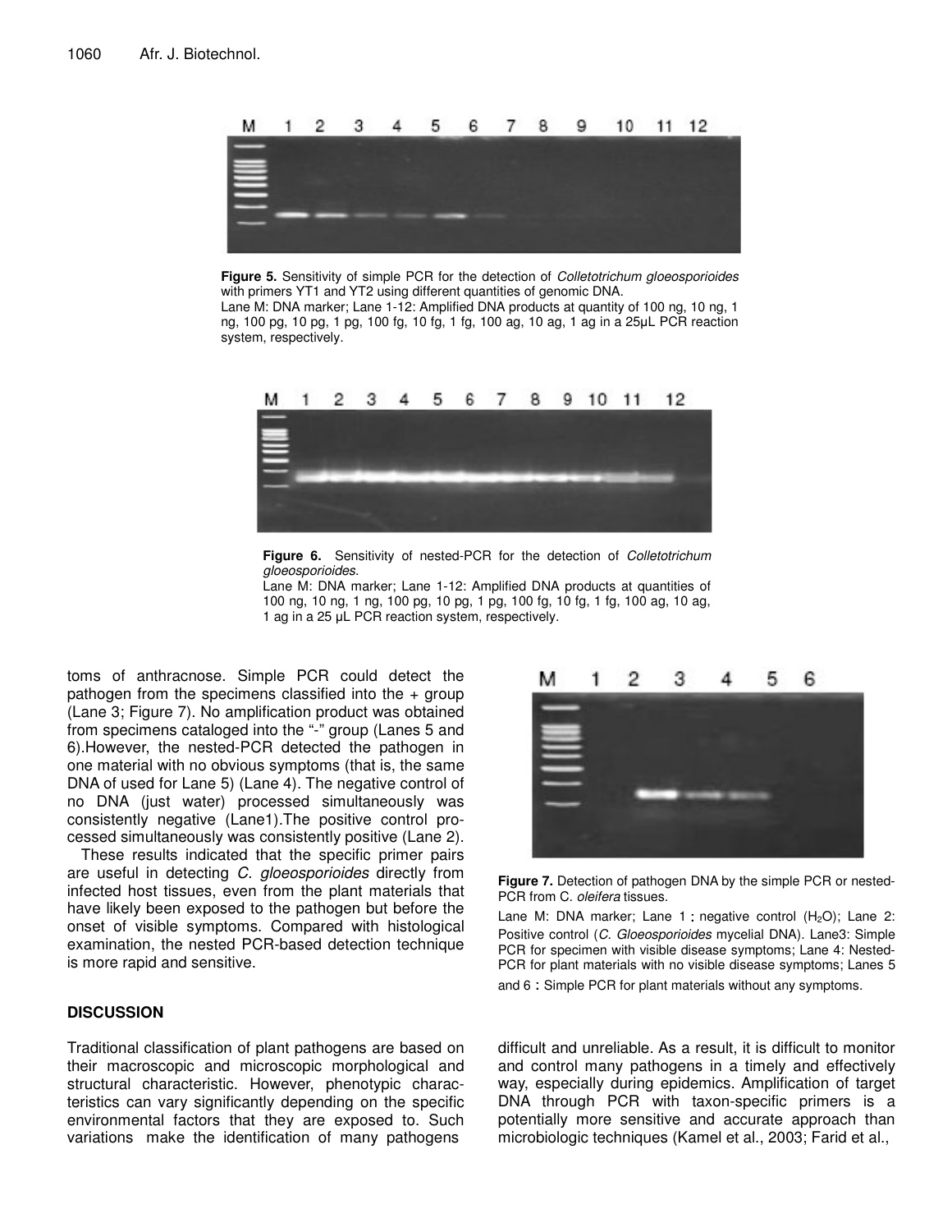**Figure 5.** Sensitivity of simple PCR for the detection of *Colletotrichum gloeosporioides* with primers YT1 and YT2 using different quantities of genomic DNA.
Lane M: DNA marker; Lane 1-12: Amplified DNA products at quantity of 100 ng, 10 ng, 1 ng, 100 pg, 10 pg, 1 pg, 100 fg, 10 fg, 1 fg, 100 ag, 10 ag, 1 ag in a 25μL PCR reaction system, respectively.

**Figure 6.** Sensitivity of nested-PCR for the detection of *Colletotrichum gloeosporioides*.
Lane M: DNA marker; Lane 1-12: Amplified DNA products at quantities of 100 ng, 10 ng, 1 ng, 100 pg, 10 pg, 1 pg, 100 fg, 10 fg, 1 fg, 100 ag, 10 ag, 1 ag in a 25 μL PCR reaction system, respectively.

toms of anthracnose. Simple PCR could detect the pathogen from the specimens classified into the + group (Lane 3; Figure 7). No amplification product was obtained from specimens cataloged into the "-" group (Lanes 5 and 6).However, the nested-PCR detected the pathogen in one material with no obvious symptoms (that is, the same DNA of used for Lane 5) (Lane 4). The negative control of no DNA (just water) processed simultaneously was consistently negative (Lane1).The positive control processed simultaneously was consistently positive (Lane 2).

These results indicated that the specific primer pairs are useful in detecting *C. gloeosporioides* directly from infected host tissues, even from the plant materials that have likely been exposed to the pathogen but before the onset of visible symptoms. Compared with histological examination, the nested PCR-based detection technique is more rapid and sensitive.

**Figure 7.** Detection of pathogen DNA by the simple PCR or nested-PCR from C. *oleifera* tissues.
Lane M: DNA marker; Lane 1 : negative control ($H_2O$); Lane 2: Positive control (*C. Gloeosporioides* mycelial DNA). Lane3: Simple PCR for specimen with visible disease symptoms; Lane 4: Nested-PCR for plant materials with no visible disease symptoms; Lanes 5 and 6 : Simple PCR for plant materials without any symptoms.

## DISCUSSION

Traditional classification of plant pathogens are based on their macroscopic and microscopic morphological and structural characteristic. However, phenotypic characteristics can vary significantly depending on the specific environmental factors that they are exposed to. Such variations make the identification of many pathogens difficult and unreliable. As a result, it is difficult to monitor and control many pathogens in a timely and effectively way, especially during epidemics. Amplification of target DNA through PCR with taxon-specific primers is a potentially more sensitive and accurate approach than microbiologic techniques (Kamel et al., 2003; Farid et al.,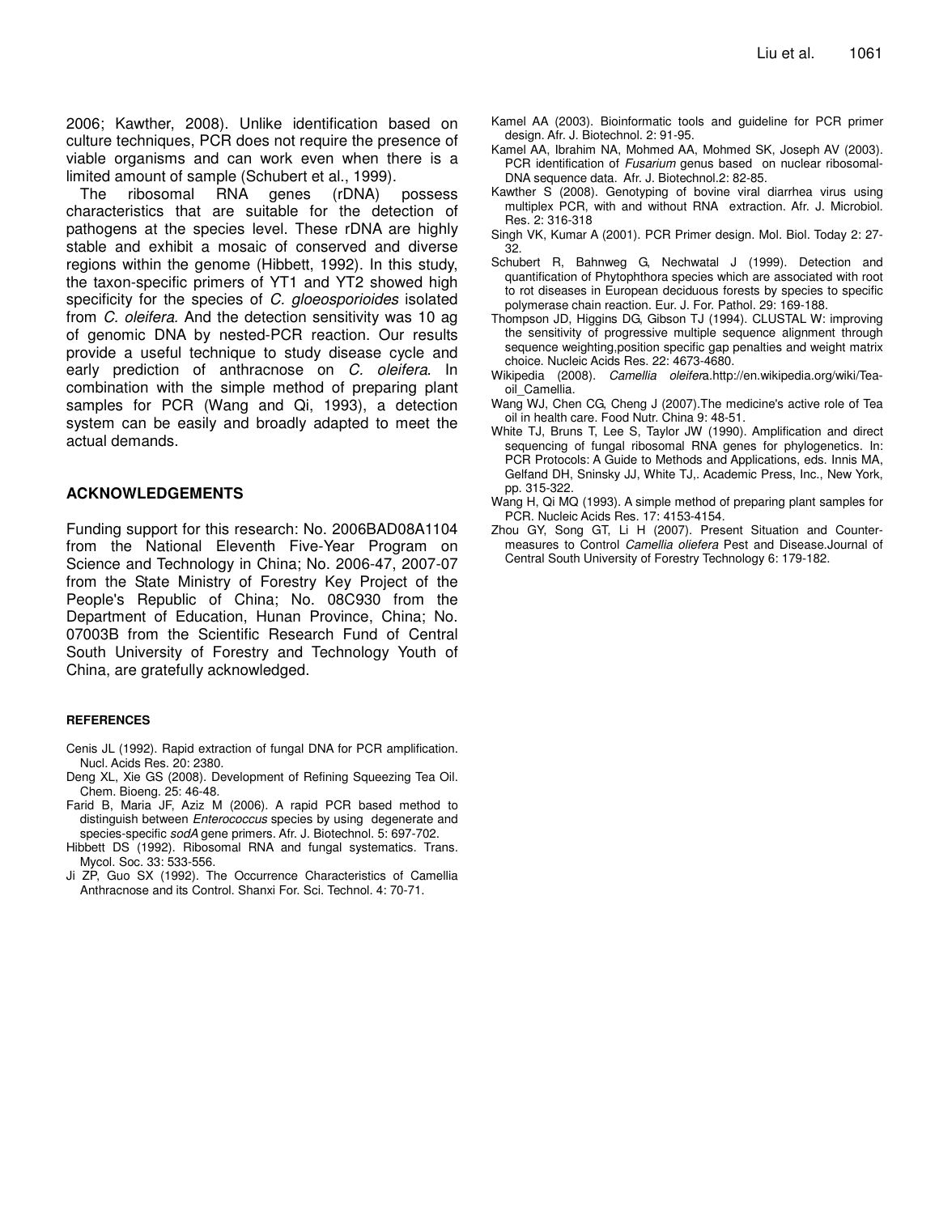2006; Kawther, 2008). Unlike identification based on culture techniques, PCR does not require the presence of viable organisms and can work even when there is a limited amount of sample (Schubert et al., 1999).

The ribosomal RNA genes (rDNA) possess characteristics that are suitable for the detection of pathogens at the species level. These rDNA are highly stable and exhibit a mosaic of conserved and diverse regions within the genome (Hibbett, 1992). In this study, the taxon-specific primers of YT1 and YT2 showed high specificity for the species of *C. gloeosporioides* isolated from *C. oleifera*. And the detection sensitivity was 10 ag of genomic DNA by nested-PCR reaction. Our results provide a useful technique to study disease cycle and early prediction of anthracnose on *C. oleifera*. In combination with the simple method of preparing plant samples for PCR (Wang and Qi, 1993), a detection system can be easily and broadly adapted to meet the actual demands.

## ACKNOWLEDGEMENTS

Funding support for this research: No. 2006BAD08A1104 from the National Eleventh Five-Year Program on Science and Technology in China; No. 2006-47, 2007-07 from the State Ministry of Forestry Key Project of the People's Republic of China; No. 08C930 from the Department of Education, Hunan Province, China; No. 07003B from the Scientific Research Fund of Central South University of Forestry and Technology Youth of China, are gratefully acknowledged.

## REFERENCES

Cenis JL (1992). Rapid extraction of fungal DNA for PCR amplification. Nucl. Acids Res. 20: 2380.

Deng XL, Xie GS (2008). Development of Refining Squeezing Tea Oil. Chem. Bioeng. 25: 46-48.

Farid B, Maria JF, Aziz M (2006). A rapid PCR based method to distinguish between *Enterococcus* species by using degenerate and species-specific *sodA* gene primers. Afr. J. Biotechnol. 5: 697-702.

Hibbett DS (1992). Ribosomal RNA and fungal systematics. Trans. Mycol. Soc. 33: 533-556.

Ji ZP, Guo SX (1992). The Occurrence Characteristics of Camellia Anthracnose and its Control. Shanxi For. Sci. Technol. 4: 70-71.

Kamel AA (2003). Bioinformatic tools and guideline for PCR primer design. Afr. J. Biotechnol. 2: 91-95.

Kamel AA, Ibrahim NA, Mohmed AA, Mohmed SK, Joseph AV (2003). PCR identification of *Fusarium* genus based on nuclear ribosomal-DNA sequence data. Afr. J. Biotechnol.2: 82-85.

Kawther S (2008). Genotyping of bovine viral diarrhea virus using multiplex PCR, with and without RNA extraction. Afr. J. Microbiol. Res. 2: 316-318

Singh VK, Kumar A (2001). PCR Primer design. Mol. Biol. Today 2: 27-32.

Schubert R, Bahnweg G, Nechwatal J (1999). Detection and quantification of Phytophthora species which are associated with root to rot diseases in European deciduous forests by species to specific polymerase chain reaction. Eur. J. For. Pathol. 29: 169-188.

Thompson JD, Higgins DG, Gibson TJ (1994). CLUSTAL W: improving the sensitivity of progressive multiple sequence alignment through sequence weighting,position specific gap penalties and weight matrix choice. Nucleic Acids Res. 22: 4673-4680.

Wikipedia (2008). *Camellia oleifer*a.http://en.wikipedia.org/wiki/Tea-oil_Camellia.

Wang WJ, Chen CG, Cheng J (2007).The medicine's active role of Tea oil in health care. Food Nutr. China 9: 48-51.

White TJ, Bruns T, Lee S, Taylor JW (1990). Amplification and direct sequencing of fungal ribosomal RNA genes for phylogenetics. In: PCR Protocols: A Guide to Methods and Applications, eds. Innis MA, Gelfand DH, Sninsky JJ, White TJ,. Academic Press, Inc., New York, pp. 315-322.

Wang H, Qi MQ (1993). A simple method of preparing plant samples for PCR. Nucleic Acids Res. 17: 4153-4154.

Zhou GY, Song GT, Li H (2007). Present Situation and Counter-measures to Control *Camellia oliefera* Pest and Disease.Journal of Central South University of Forestry Technology 6: 179-182.